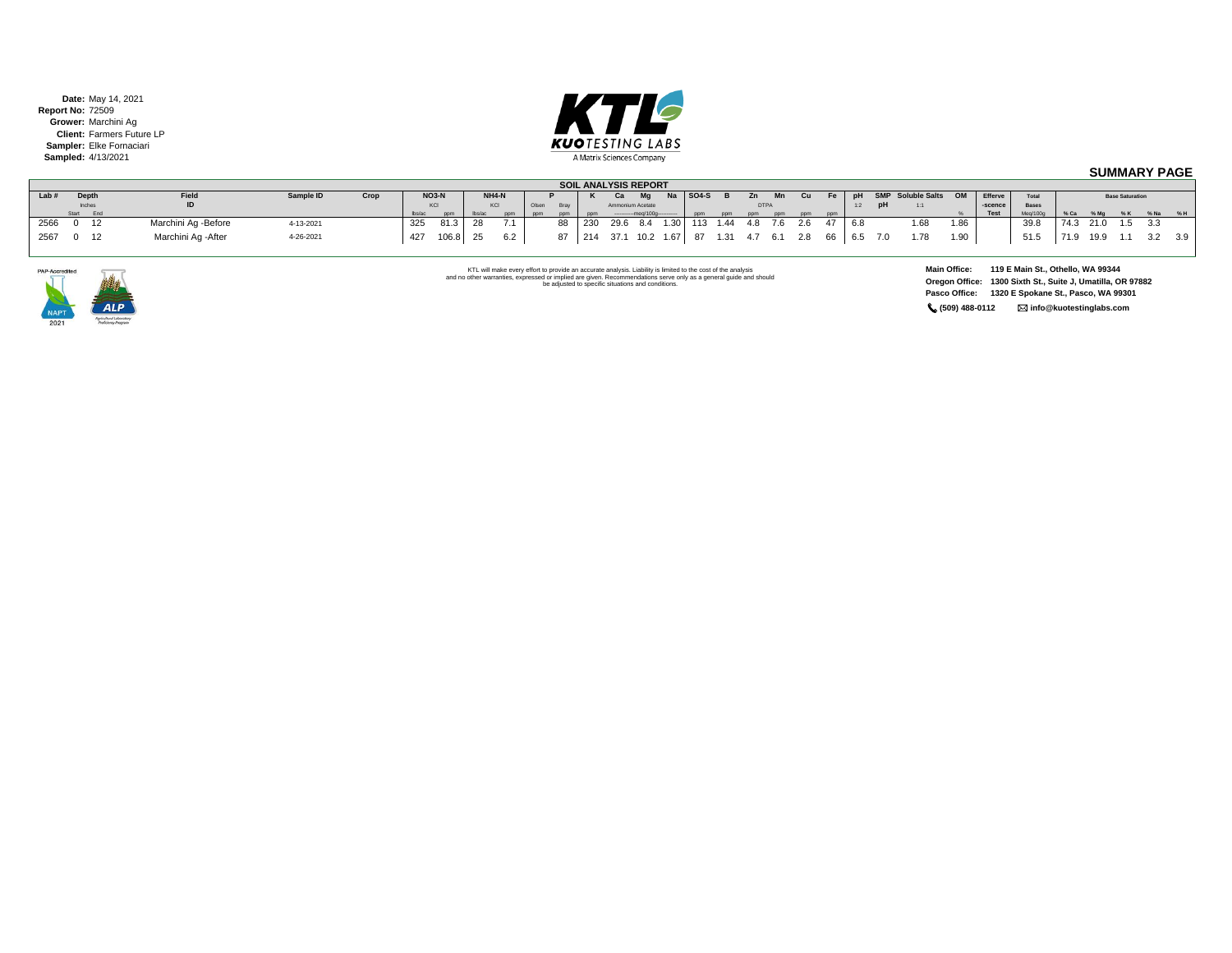**Date:** May 14, 2021
**Report No:** 72509
**Grower:** Marchini Ag
**Client:** Farmers Future LP
**Sampler:** Elke Fornaciari
**Sampled:** 4/13/2021

KTL KUO TESTING LABS
A Matrix Sciences Company

## SUMMARY PAGE

### SOIL ANALYSIS REPORT

| Lab # | Depth (Inches) Start | Depth (Inches) End | Field ID | Sample ID | Crop | NO3-N (KCl) lbs/ac | NO3-N (KCl) ppm | NH4-N (KCl) lbs/ac | NH4-N (KCl) ppm | P Olsen ppm | P Bray ppm | K ppm | Ca (Ammonium Acetate) meq/100g | Mg (Ammonium Acetate) meq/100g | Na (Ammonium Acetate) meq/100g | SO4-S ppm | B ppm | Zn (DTPA) ppm | Mn (DTPA) ppm | Cu ppm | Fe ppm | pH 1:2 | SMP pH | Soluble Salts 1:1 | OM % | Efferve-scence Test | Total Bases Meq/100g | Base Saturation % Ca | % Mg | % K | % Na | % H |
|---|---|---|---|---|---|---|---|---|---|---|---|---|---|---|---|---|---|---|---|---|---|---|---|---|---|---|---|---|---|---|---|---|
| 2566 | 0 | 12 | Marchini Ag -Before | 4-13-2021 | | 325 | 81.3 | 28 | 7.1 | | 88 | 230 | 29.6 | 8.4 | 1.30 | 113 | 1.44 | 4.8 | 7.6 | 2.6 | 47 | 6.8 | | 1.68 | 1.86 | | 39.8 | 74.3 | 21.0 | 1.5 | 3.3 | |
| 2567 | 0 | 12 | Marchini Ag -After | 4-26-2021 | | 427 | 106.8 | 25 | 6.2 | | 87 | 214 | 37.1 | 10.2 | 1.67 | 87 | 1.31 | 4.7 | 6.1 | 2.8 | 66 | 6.5 | 7.0 | 1.78 | 1.90 | | 51.5 | 71.9 | 19.9 | 1.1 | 3.2 | 3.9 |

PAP-Accredited NAPT 2021 — ALP Agricultural Laboratory Proficiency Program

KTL will make every effort to provide an accurate analysis. Liability is limited to the cost of the analysis and no other warranties, expressed or implied are given. Recommendations serve only as a general guide and should be adjusted to specific situations and conditions.

**Main Office:** 119 E Main St., Othello, WA 99344
**Oregon Office:** 1300 Sixth St., Suite J, Umatilla, OR 97882
**Pasco Office:** 1320 E Spokane St., Pasco, WA 99301
**(509) 488-0112** **info@kuotestinglabs.com**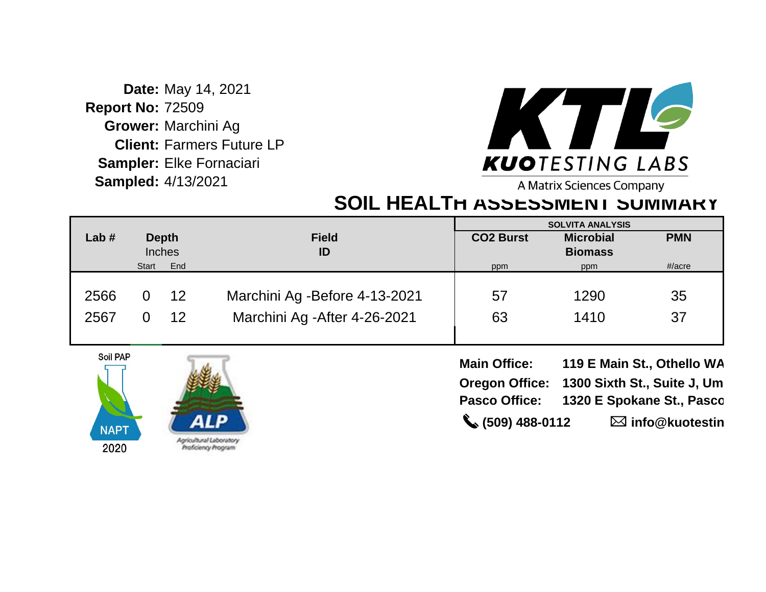**Date:** May 14, 2021
**Report No:** 72509
**Grower:** Marchini Ag
**Client:** Farmers Future LP
**Sampler:** Elke Fornaciari
**Sampled:** 4/13/2021

KUOTESTING LABS
A Matrix Sciences Company

# SOIL HEALTH ASSESSMENT SUMMARY

| Lab # | Depth Inches | | Field ID | SOLVITA ANALYSIS | | |
|---|---|---|---|---|---|---|
| | Start | End | | $CO_2$ Burst (ppm) | Microbial Biomass (ppm) | PMN (#/acre) |
| 2566 | 0 | 12 | Marchini Ag -Before 4-13-2021 | 57 | 1290 | 35 |
| 2567 | 0 | 12 | Marchini Ag -After 4-26-2021 | 63 | 1410 | 37 |

Soil PAP NAPT 2020

ALP Agricultural Laboratory Proficiency Program

**Main Office:** 119 E Main St., Othello WA
**Oregon Office:** 1300 Sixth St., Suite J, Um
**Pasco Office:** 1320 E Spokane St., Pasco
**(509) 488-0112** **info@kuotestin**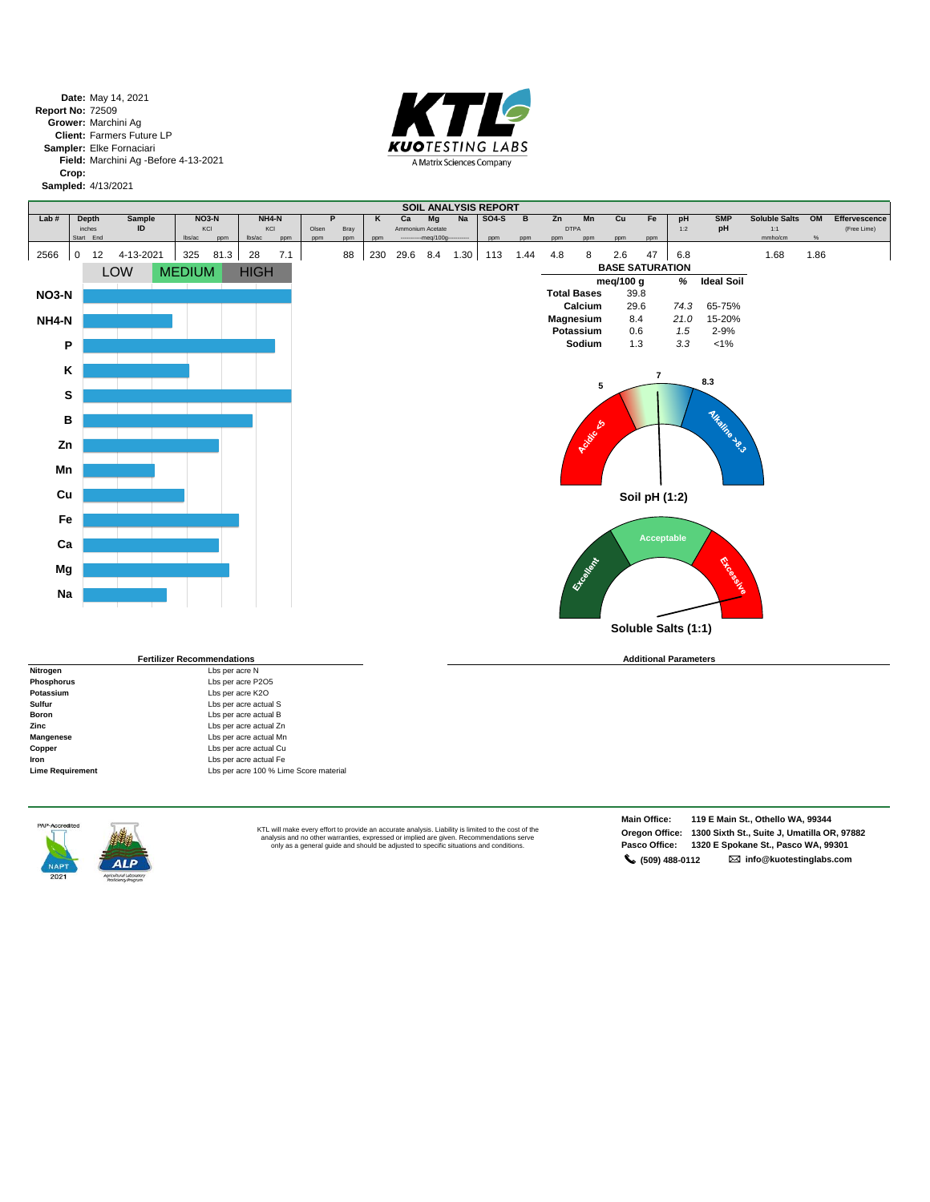**Date:** May 14, 2021
**Report No:** 72509
**Grower:** Marchini Ag
**Client:** Farmers Future LP
**Sampler:** Elke Fornaciari
**Field:** Marchini Ag -Before 4-13-2021
**Crop:**
**Sampled:** 4/13/2021

KTL KUOTESTING LABS
A Matrix Sciences Company

## SOIL ANALYSIS REPORT

| Lab # | Depth | | Sample ID | NO3-N | | NH4-N | | P | | K | Ca | Mg | Na | SO4-S | B | Zn | Mn | Cu | Fe | pH | SMP pH | Soluble Salts | OM | Effervescence |
|---|---|---|---|---|---|---|---|---|---|---|---|---|---|---|---|---|---|---|---|---|---|---|---|---|
| | inches | | | KCl | | KCl | | Olsen | Bray | | Ammonium Acetate | | | | | DTPA | | | | 1:2 | | 1:1 | | (Free Lime) |
| | Start | End | | lbs/ac | ppm | lbs/ac | ppm | ppm | ppm | ppm | -meq/100g- | | | ppm | ppm | ppm | ppm | ppm | ppm | | | mmho/cm | % | |
| 2566 | 0 | 12 | 4-13-2021 | 325 | 81.3 | 28 | 7.1 | | 88 | 230 | 29.6 | 8.4 | 1.30 | 113 | 1.44 | 4.8 | 8 | 2.6 | 47 | 6.8 | | 1.68 | 1.86 | |

LOW | MEDIUM | HIGH

NO3-N, NH4-N, P, K, S, B, Zn, Mn, Cu, Fe, Ca, Mg, Na

### BASE SATURATION

| | meq/100 g | % | Ideal Soil |
|---|---|---|---|
| Total Bases | 39.8 | | |
| Calcium | 29.6 | 74.3 | 65-75% |
| Magnesium | 8.4 | 21.0 | 15-20% |
| Potassium | 0.6 | 1.5 | 2-9% |
| Sodium | 1.3 | 3.3 | <1% |

5 | 7 | 8.3
Acidic <5 | Alkaline >8.3

Soil pH (1:2)

Excellent | Acceptable | Excessive

Soluble Salts (1:1)

### Fertilizer Recommendations

| | |
|---|---|
| **Nitrogen** | Lbs per acre N |
| **Phosphorus** | Lbs per acre P2O5 |
| **Potassium** | Lbs per acre K2O |
| **Sulfur** | Lbs per acre actual S |
| **Boron** | Lbs per acre actual B |
| **Zinc** | Lbs per acre actual Zn |
| **Mangenese** | Lbs per acre actual Mn |
| **Copper** | Lbs per acre actual Cu |
| **Iron** | Lbs per acre actual Fe |
| **Lime Requirement** | Lbs per acre 100 % Lime Score material |

### Additional Parameters

PAP-Accredited NAPT 2021 | ALP Agricultural Laboratory Proficiency Program

KTL will make every effort to provide an accurate analysis. Liability is limited to the cost of the analysis and no other warranties, expressed or implied are given. Recommendations serve only as a general guide and should be adjusted to specific situations and conditions.

**Main Office:** 119 E Main St., Othello WA, 99344
**Oregon Office:** 1300 Sixth St., Suite J, Umatilla OR, 97882
**Pasco Office:** 1320 E Spokane St., Pasco WA, 99301
(509) 488-0112 | info@kuotestinglabs.com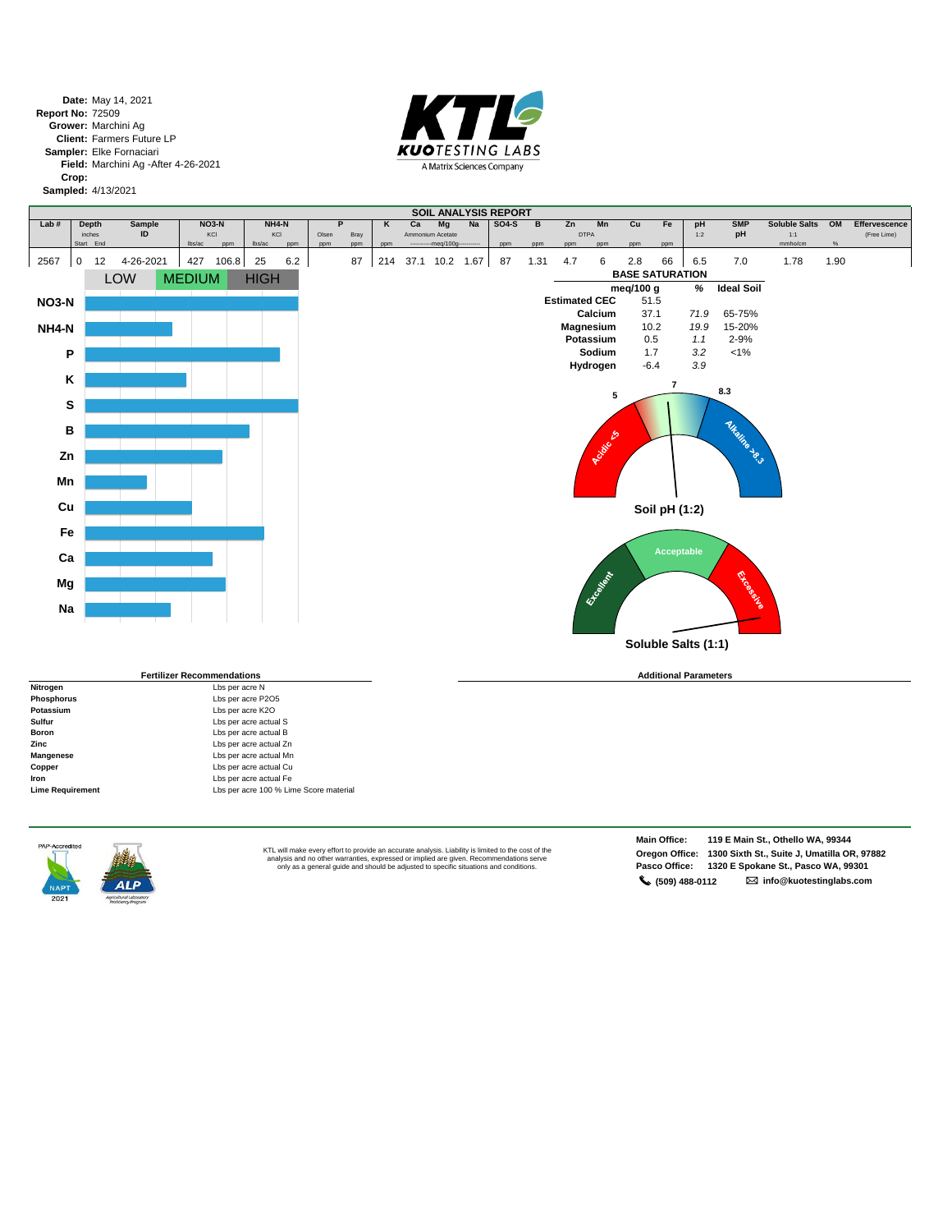**Date:** May 14, 2021
**Report No:** 72509
**Grower:** Marchini Ag
**Client:** Farmers Future LP
**Sampler:** Elke Fornaciari
**Field:** Marchini Ag -After 4-26-2021
**Crop:**
**Sampled:** 4/13/2021

KTL KUOTESTING LABS
A Matrix Sciences Company

## SOIL ANALYSIS REPORT

| Lab # | Depth (inches) Start | End | Sample ID | NO3-N KCl lbs/ac | NO3-N ppm | NH4-N KCl lbs/ac | NH4-N ppm | P Olsen ppm | P Bray ppm | K ppm | Ca | Mg | Na | SO4-S ppm | B ppm | Zn ppm | Mn ppm | Cu ppm | Fe ppm | pH 1:2 | SMP pH | Soluble Salts 1:1 mmho/cm | OM % | Effervescence (Free Lime) |
|---|---|---|---|---|---|---|---|---|---|---|---|---|---|---|---|---|---|---|---|---|---|---|---|---|
| | | | | | | | | | | | Ammonium Acetate meq/100g | | | | DTPA | | | | | | | | | |
| 2567 | 0 | 12 | 4-26-2021 | 427 | 106.8 | 25 | 6.2 | | 87 | 214 | 37.1 | 10.2 | 1.67 | 87 | 1.31 | 4.7 | 6 | 2.8 | 66 | 6.5 | 7.0 | 1.78 | 1.90 | |

LOW MEDIUM HIGH

NO3-N
NH4-N
P
K
S
B
Zn
Mn
Cu
Fe
Ca
Mg
Na

### BASE SATURATION

| | meq/100 g | % | Ideal Soil |
|---|---|---|---|
| Estimated CEC | 51.5 | | |
| Calcium | 37.1 | 71.9 | 65-75% |
| Magnesium | 10.2 | 19.9 | 15-20% |
| Potassium | 0.5 | 1.1 | 2-9% |
| Sodium | 1.7 | 3.2 | <1% |
| Hydrogen | -6.4 | 3.9 | |

5
7
8.3
Acidic <5
Alkaline >8.3

Soil pH (1:2)

Acceptable
Excellent
Excessive

Soluble Salts (1:1)

### Fertilizer Recommendations

| | |
|---|---|
| **Nitrogen** | Lbs per acre N |
| **Phosphorus** | Lbs per acre P2O5 |
| **Potassium** | Lbs per acre K2O |
| **Sulfur** | Lbs per acre actual S |
| **Boron** | Lbs per acre actual B |
| **Zinc** | Lbs per acre actual Zn |
| **Mangenese** | Lbs per acre actual Mn |
| **Copper** | Lbs per acre actual Cu |
| **Iron** | Lbs per acre actual Fe |
| **Lime Requirement** | Lbs per acre 100 % Lime Score material |

### Additional Parameters

PAP-Accredited NAPT 2021
ALP Agricultural Laboratory Proficiency Program

KTL will make every effort to provide an accurate analysis. Liability is limited to the cost of the analysis and no other warranties, expressed or implied are given. Recommendations serve only as a general guide and should be adjusted to specific situations and conditions.

**Main Office:** 119 E Main St., Othello WA, 99344
**Oregon Office:** 1300 Sixth St., Suite J, Umatilla OR, 97882
**Pasco Office:** 1320 E Spokane St., Pasco WA, 99301
(509) 488-0112
info@kuotestinglabs.com